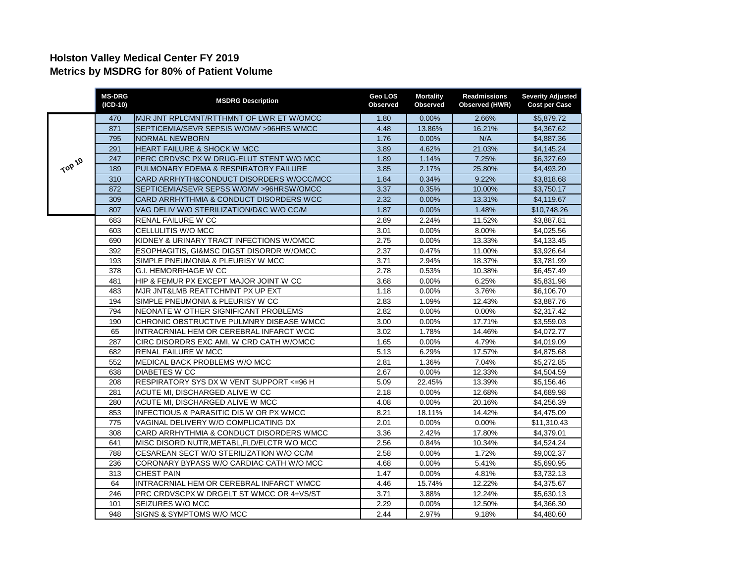## Holston Valley Medical Center FY 2019
## Metrics by MSDRG for 80% of Patient Volume

| | MS-DRG (ICD-10) | MSDRG Description | Geo LOS Observed | Mortality Observed | Readmissions Observed (HWR) | Severity Adjusted Cost per Case |
|---|---|---|---|---|---|---|
| Top 10 | 470 | MJR JNT RPLCMNT/RTTHMNT OF LWR ET W/OMCC | 1.80 | 0.00% | 2.66% | $5,879.72 |
| | 871 | SEPTICEMIA/SEVR SEPSIS W/OMV >96HRS WMCC | 4.48 | 13.86% | 16.21% | $4,367.62 |
| | 795 | NORMAL NEWBORN | 1.76 | 0.00% | N/A | $4,887.36 |
| | 291 | HEART FAILURE & SHOCK W MCC | 3.89 | 4.62% | 21.03% | $4,145.24 |
| | 247 | PERC CRDVSC PX W DRUG-ELUT STENT W/O MCC | 1.89 | 1.14% | 7.25% | $6,327.69 |
| | 189 | PULMONARY EDEMA & RESPIRATORY FAILURE | 3.85 | 2.17% | 25.80% | $4,493.20 |
| | 310 | CARD ARRHYTH&CONDUCT DISORDERS W/OCC/MCC | 1.84 | 0.34% | 9.22% | $3,818.68 |
| | 872 | SEPTICEMIA/SEVR SEPSS W/OMV >96HRSW/OMCC | 3.37 | 0.35% | 10.00% | $3,750.17 |
| | 309 | CARD ARRHYTHMIA & CONDUCT DISORDERS WCC | 2.32 | 0.00% | 13.31% | $4,119.67 |
| | 807 | VAG DELIV W/O STERILIZATION/D&C W/O CC/M | 1.87 | 0.00% | 1.48% | $10,748.26 |
| | 683 | RENAL FAILURE W CC | 2.89 | 2.24% | 11.52% | $3,887.81 |
| | 603 | CELLULITIS W/O MCC | 3.01 | 0.00% | 8.00% | $4,025.56 |
| | 690 | KIDNEY & URINARY TRACT INFECTIONS W/OMCC | 2.75 | 0.00% | 13.33% | $4,133.45 |
| | 392 | ESOPHAGITIS, GI&MSC DIGST DISORDR W/OMCC | 2.37 | 0.47% | 11.00% | $3,926.64 |
| | 193 | SIMPLE PNEUMONIA & PLEURISY W MCC | 3.71 | 2.94% | 18.37% | $3,781.99 |
| | 378 | G.I. HEMORRHAGE W CC | 2.78 | 0.53% | 10.38% | $6,457.49 |
| | 481 | HIP & FEMUR PX EXCEPT MAJOR JOINT W CC | 3.68 | 0.00% | 6.25% | $5,831.98 |
| | 483 | MJR JNT&LMB REATTCHMNT PX UP EXT | 1.18 | 0.00% | 3.76% | $6,106.70 |
| | 194 | SIMPLE PNEUMONIA & PLEURISY W CC | 2.83 | 1.09% | 12.43% | $3,887.76 |
| | 794 | NEONATE W OTHER SIGNIFICANT PROBLEMS | 2.82 | 0.00% | 0.00% | $2,317.42 |
| | 190 | CHRONIC OBSTRUCTIVE PULMNRY DISEASE WMCC | 3.00 | 0.00% | 17.71% | $3,559.03 |
| | 65 | INTRACRNIAL HEM OR CEREBRAL INFARCT WCC | 3.02 | 1.78% | 14.46% | $4,072.77 |
| | 287 | CIRC DISORDRS EXC AMI, W CRD CATH W/OMCC | 1.65 | 0.00% | 4.79% | $4,019.09 |
| | 682 | RENAL FAILURE W MCC | 5.13 | 6.29% | 17.57% | $4,875.68 |
| | 552 | MEDICAL BACK PROBLEMS W/O MCC | 2.81 | 1.36% | 7.04% | $5,272.85 |
| | 638 | DIABETES W CC | 2.67 | 0.00% | 12.33% | $4,504.59 |
| | 208 | RESPIRATORY SYS DX W VENT SUPPORT <=96 H | 5.09 | 22.45% | 13.39% | $5,156.46 |
| | 281 | ACUTE MI, DISCHARGED ALIVE W CC | 2.18 | 0.00% | 12.68% | $4,689.98 |
| | 280 | ACUTE MI, DISCHARGED ALIVE W MCC | 4.08 | 0.00% | 20.16% | $4,256.39 |
| | 853 | INFECTIOUS & PARASITIC DIS W OR PX WMCC | 8.21 | 18.11% | 14.42% | $4,475.09 |
| | 775 | VAGINAL DELIVERY W/O COMPLICATING DX | 2.01 | 0.00% | 0.00% | $11,310.43 |
| | 308 | CARD ARRHYTHMIA & CONDUCT DISORDERS WMCC | 3.36 | 2.42% | 17.80% | $4,379.01 |
| | 641 | MISC DISORD NUTR,METABL,FLD/ELCTR WO MCC | 2.56 | 0.84% | 10.34% | $4,524.24 |
| | 788 | CESAREAN SECT W/O STERILIZATION W/O CC/M | 2.58 | 0.00% | 1.72% | $9,002.37 |
| | 236 | CORONARY BYPASS W/O CARDIAC CATH W/O MCC | 4.68 | 0.00% | 5.41% | $5,690.95 |
| | 313 | CHEST PAIN | 1.47 | 0.00% | 4.81% | $3,732.13 |
| | 64 | INTRACRNIAL HEM OR CEREBRAL INFARCT WMCC | 4.46 | 15.74% | 12.22% | $4,375.67 |
| | 246 | PRC CRDVSCPX W DRGELT ST WMCC OR 4+VS/ST | 3.71 | 3.88% | 12.24% | $5,630.13 |
| | 101 | SEIZURES W/O MCC | 2.29 | 0.00% | 12.50% | $4,366.30 |
| | 948 | SIGNS & SYMPTOMS W/O MCC | 2.44 | 2.97% | 9.18% | $4,480.60 |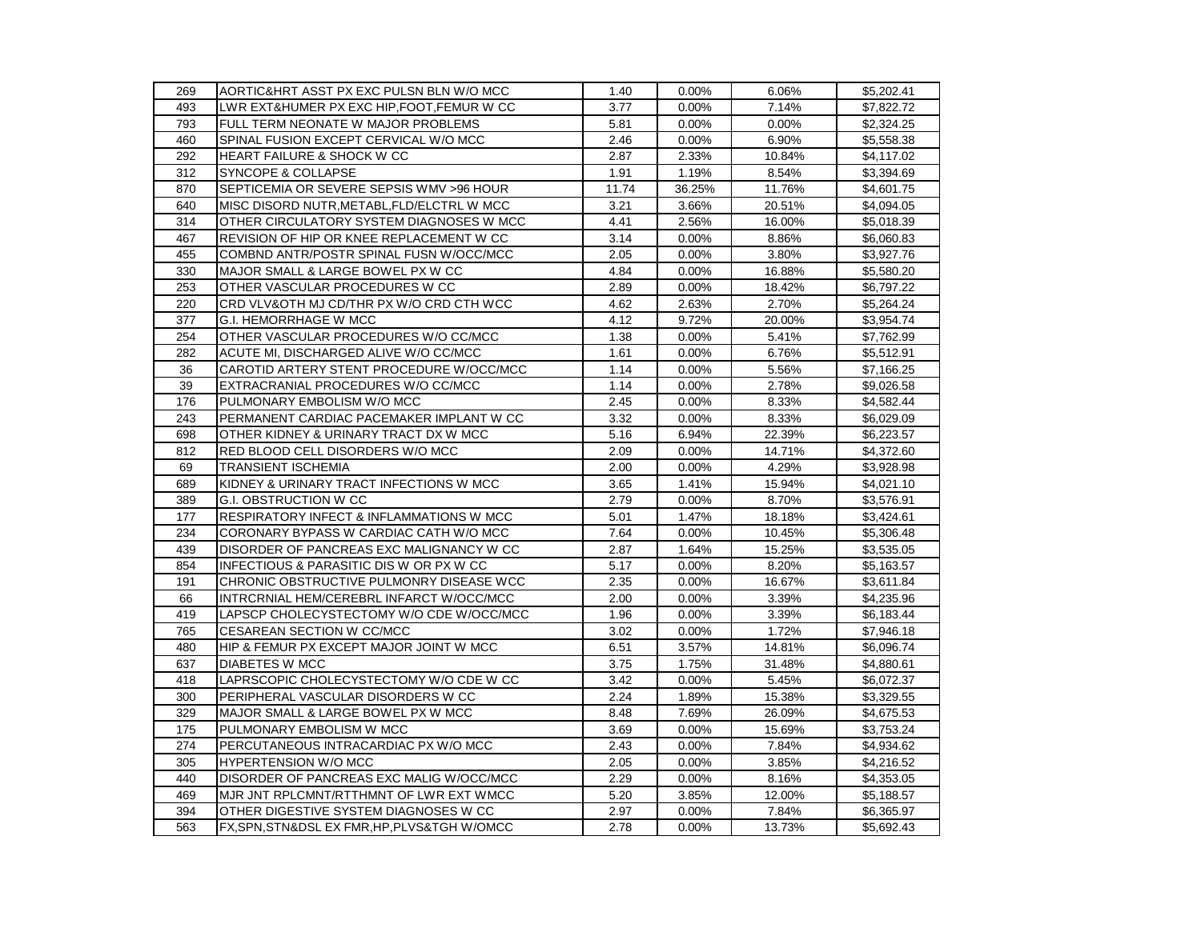| | | | | | |
|---|---|---|---|---|---|
| 269 | AORTIC&HRT ASST PX EXC PULSN BLN W/O MCC | 1.40 | 0.00% | 6.06% | $5,202.41 |
| 493 | LWR EXT&HUMER PX EXC HIP,FOOT,FEMUR W CC | 3.77 | 0.00% | 7.14% | $7,822.72 |
| 793 | FULL TERM NEONATE W MAJOR PROBLEMS | 5.81 | 0.00% | 0.00% | $2,324.25 |
| 460 | SPINAL FUSION EXCEPT CERVICAL W/O MCC | 2.46 | 0.00% | 6.90% | $5,558.38 |
| 292 | HEART FAILURE & SHOCK W CC | 2.87 | 2.33% | 10.84% | $4,117.02 |
| 312 | SYNCOPE & COLLAPSE | 1.91 | 1.19% | 8.54% | $3,394.69 |
| 870 | SEPTICEMIA OR SEVERE SEPSIS WMV >96 HOUR | 11.74 | 36.25% | 11.76% | $4,601.75 |
| 640 | MISC DISORD NUTR,METABL,FLD/ELCTRL W MCC | 3.21 | 3.66% | 20.51% | $4,094.05 |
| 314 | OTHER CIRCULATORY SYSTEM DIAGNOSES W MCC | 4.41 | 2.56% | 16.00% | $5,018.39 |
| 467 | REVISION OF HIP OR KNEE REPLACEMENT W CC | 3.14 | 0.00% | 8.86% | $6,060.83 |
| 455 | COMBND ANTR/POSTR SPINAL FUSN W/OCC/MCC | 2.05 | 0.00% | 3.80% | $3,927.76 |
| 330 | MAJOR SMALL & LARGE BOWEL PX W CC | 4.84 | 0.00% | 16.88% | $5,580.20 |
| 253 | OTHER VASCULAR PROCEDURES W CC | 2.89 | 0.00% | 18.42% | $6,797.22 |
| 220 | CRD VLV&OTH MJ CD/THR PX W/O CRD CTH WCC | 4.62 | 2.63% | 2.70% | $5,264.24 |
| 377 | G.I. HEMORRHAGE W MCC | 4.12 | 9.72% | 20.00% | $3,954.74 |
| 254 | OTHER VASCULAR PROCEDURES W/O CC/MCC | 1.38 | 0.00% | 5.41% | $7,762.99 |
| 282 | ACUTE MI, DISCHARGED ALIVE W/O CC/MCC | 1.61 | 0.00% | 6.76% | $5,512.91 |
| 36 | CAROTID ARTERY STENT PROCEDURE W/OCC/MCC | 1.14 | 0.00% | 5.56% | $7,166.25 |
| 39 | EXTRACRANIAL PROCEDURES W/O CC/MCC | 1.14 | 0.00% | 2.78% | $9,026.58 |
| 176 | PULMONARY EMBOLISM W/O MCC | 2.45 | 0.00% | 8.33% | $4,582.44 |
| 243 | PERMANENT CARDIAC PACEMAKER IMPLANT W CC | 3.32 | 0.00% | 8.33% | $6,029.09 |
| 698 | OTHER KIDNEY & URINARY TRACT DX W MCC | 5.16 | 6.94% | 22.39% | $6,223.57 |
| 812 | RED BLOOD CELL DISORDERS W/O MCC | 2.09 | 0.00% | 14.71% | $4,372.60 |
| 69 | TRANSIENT ISCHEMIA | 2.00 | 0.00% | 4.29% | $3,928.98 |
| 689 | KIDNEY & URINARY TRACT INFECTIONS W MCC | 3.65 | 1.41% | 15.94% | $4,021.10 |
| 389 | G.I. OBSTRUCTION W CC | 2.79 | 0.00% | 8.70% | $3,576.91 |
| 177 | RESPIRATORY INFECT & INFLAMMATIONS W MCC | 5.01 | 1.47% | 18.18% | $3,424.61 |
| 234 | CORONARY BYPASS W CARDIAC CATH W/O MCC | 7.64 | 0.00% | 10.45% | $5,306.48 |
| 439 | DISORDER OF PANCREAS EXC MALIGNANCY W CC | 2.87 | 1.64% | 15.25% | $3,535.05 |
| 854 | INFECTIOUS & PARASITIC DIS W OR PX W CC | 5.17 | 0.00% | 8.20% | $5,163.57 |
| 191 | CHRONIC OBSTRUCTIVE PULMONRY DISEASE WCC | 2.35 | 0.00% | 16.67% | $3,611.84 |
| 66 | INTRCRNIAL HEM/CEREBRL INFARCT W/OCC/MCC | 2.00 | 0.00% | 3.39% | $4,235.96 |
| 419 | LAPSCP CHOLECYSTECTOMY W/O CDE W/OCC/MCC | 1.96 | 0.00% | 3.39% | $6,183.44 |
| 765 | CESAREAN SECTION W CC/MCC | 3.02 | 0.00% | 1.72% | $7,946.18 |
| 480 | HIP & FEMUR PX EXCEPT MAJOR JOINT W MCC | 6.51 | 3.57% | 14.81% | $6,096.74 |
| 637 | DIABETES W MCC | 3.75 | 1.75% | 31.48% | $4,880.61 |
| 418 | LAPRSCOPIC CHOLECYSTECTOMY W/O CDE W CC | 3.42 | 0.00% | 5.45% | $6,072.37 |
| 300 | PERIPHERAL VASCULAR DISORDERS W CC | 2.24 | 1.89% | 15.38% | $3,329.55 |
| 329 | MAJOR SMALL & LARGE BOWEL PX W MCC | 8.48 | 7.69% | 26.09% | $4,675.53 |
| 175 | PULMONARY EMBOLISM W MCC | 3.69 | 0.00% | 15.69% | $3,753.24 |
| 274 | PERCUTANEOUS INTRACARDIAC PX W/O MCC | 2.43 | 0.00% | 7.84% | $4,934.62 |
| 305 | HYPERTENSION W/O MCC | 2.05 | 0.00% | 3.85% | $4,216.52 |
| 440 | DISORDER OF PANCREAS EXC MALIG W/OCC/MCC | 2.29 | 0.00% | 8.16% | $4,353.05 |
| 469 | MJR JNT RPLCMNT/RTTHMNT OF LWR EXT WMCC | 5.20 | 3.85% | 12.00% | $5,188.57 |
| 394 | OTHER DIGESTIVE SYSTEM DIAGNOSES W CC | 2.97 | 0.00% | 7.84% | $6,365.97 |
| 563 | FX,SPN,STN&DSL EX FMR,HP,PLVS&TGH W/OMCC | 2.78 | 0.00% | 13.73% | $5,692.43 |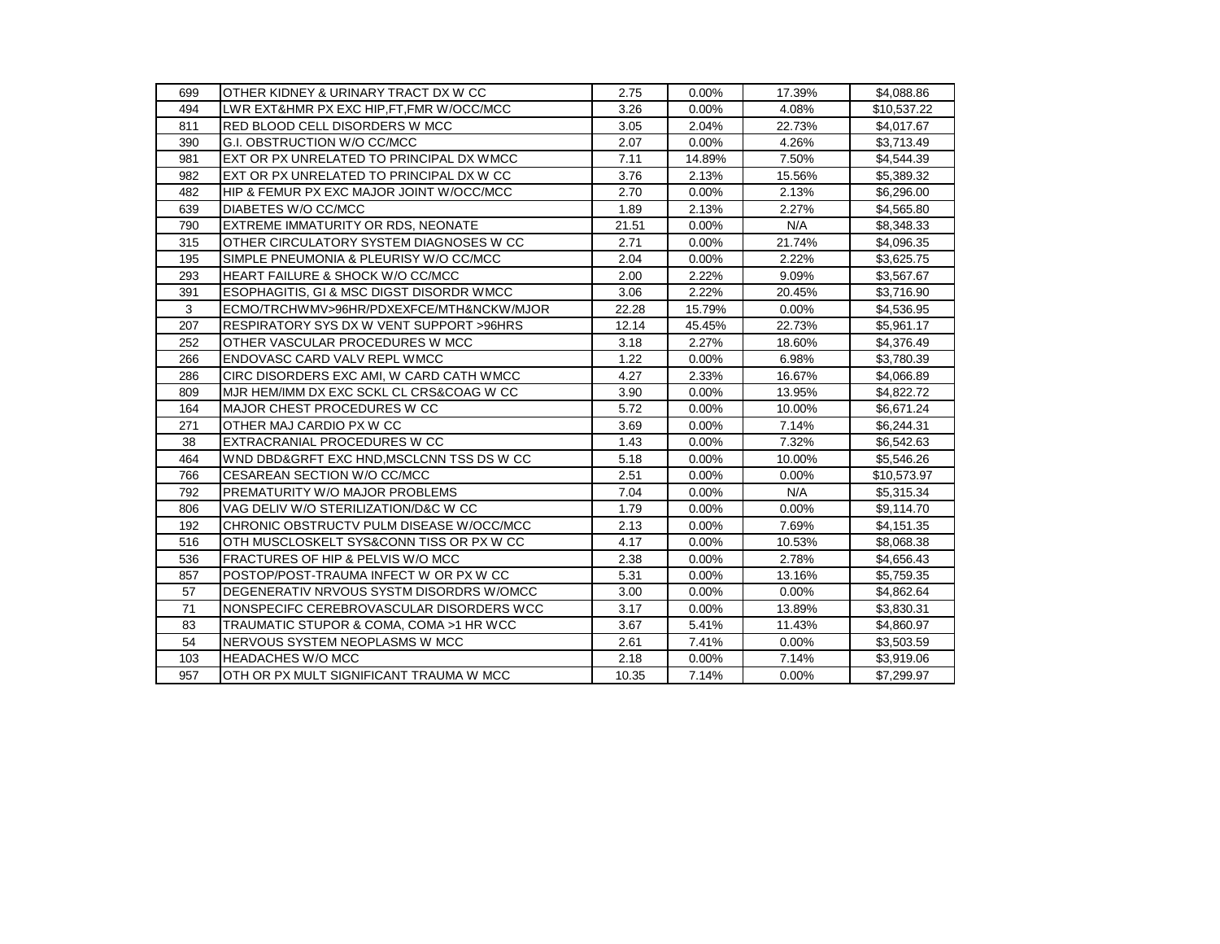| | | | | | |
|---|---|---|---|---|---|
| 699 | OTHER KIDNEY & URINARY TRACT DX W CC | 2.75 | 0.00% | 17.39% | $4,088.86 |
| 494 | LWR EXT&HMR PX EXC HIP,FT,FMR W/OCC/MCC | 3.26 | 0.00% | 4.08% | $10,537.22 |
| 811 | RED BLOOD CELL DISORDERS W MCC | 3.05 | 2.04% | 22.73% | $4,017.67 |
| 390 | G.I. OBSTRUCTION W/O CC/MCC | 2.07 | 0.00% | 4.26% | $3,713.49 |
| 981 | EXT OR PX UNRELATED TO PRINCIPAL DX WMCC | 7.11 | 14.89% | 7.50% | $4,544.39 |
| 982 | EXT OR PX UNRELATED TO PRINCIPAL DX W CC | 3.76 | 2.13% | 15.56% | $5,389.32 |
| 482 | HIP & FEMUR PX EXC MAJOR JOINT W/OCC/MCC | 2.70 | 0.00% | 2.13% | $6,296.00 |
| 639 | DIABETES W/O CC/MCC | 1.89 | 2.13% | 2.27% | $4,565.80 |
| 790 | EXTREME IMMATURITY OR RDS, NEONATE | 21.51 | 0.00% | N/A | $8,348.33 |
| 315 | OTHER CIRCULATORY SYSTEM DIAGNOSES W CC | 2.71 | 0.00% | 21.74% | $4,096.35 |
| 195 | SIMPLE PNEUMONIA & PLEURISY W/O CC/MCC | 2.04 | 0.00% | 2.22% | $3,625.75 |
| 293 | HEART FAILURE & SHOCK W/O CC/MCC | 2.00 | 2.22% | 9.09% | $3,567.67 |
| 391 | ESOPHAGITIS, GI & MSC DIGST DISORDR WMCC | 3.06 | 2.22% | 20.45% | $3,716.90 |
| 3 | ECMO/TRCHWMV>96HR/PDXEXFCE/MTH&NCKW/MJOR | 22.28 | 15.79% | 0.00% | $4,536.95 |
| 207 | RESPIRATORY SYS DX W VENT SUPPORT >96HRS | 12.14 | 45.45% | 22.73% | $5,961.17 |
| 252 | OTHER VASCULAR PROCEDURES W MCC | 3.18 | 2.27% | 18.60% | $4,376.49 |
| 266 | ENDOVASC CARD VALV REPL WMCC | 1.22 | 0.00% | 6.98% | $3,780.39 |
| 286 | CIRC DISORDERS EXC AMI, W CARD CATH WMCC | 4.27 | 2.33% | 16.67% | $4,066.89 |
| 809 | MJR HEM/IMM DX EXC SCKL CL CRS&COAG W CC | 3.90 | 0.00% | 13.95% | $4,822.72 |
| 164 | MAJOR CHEST PROCEDURES W CC | 5.72 | 0.00% | 10.00% | $6,671.24 |
| 271 | OTHER MAJ CARDIO PX W CC | 3.69 | 0.00% | 7.14% | $6,244.31 |
| 38 | EXTRACRANIAL PROCEDURES W CC | 1.43 | 0.00% | 7.32% | $6,542.63 |
| 464 | WND DBD&GRFT EXC HND,MSCLCNN TSS DS W CC | 5.18 | 0.00% | 10.00% | $5,546.26 |
| 766 | CESAREAN SECTION W/O CC/MCC | 2.51 | 0.00% | 0.00% | $10,573.97 |
| 792 | PREMATURITY W/O MAJOR PROBLEMS | 7.04 | 0.00% | N/A | $5,315.34 |
| 806 | VAG DELIV W/O STERILIZATION/D&C W CC | 1.79 | 0.00% | 0.00% | $9,114.70 |
| 192 | CHRONIC OBSTRUCTV PULM DISEASE W/OCC/MCC | 2.13 | 0.00% | 7.69% | $4,151.35 |
| 516 | OTH MUSCLOSKELT SYS&CONN TISS OR PX W CC | 4.17 | 0.00% | 10.53% | $8,068.38 |
| 536 | FRACTURES OF HIP & PELVIS W/O MCC | 2.38 | 0.00% | 2.78% | $4,656.43 |
| 857 | POSTOP/POST-TRAUMA INFECT W OR PX W CC | 5.31 | 0.00% | 13.16% | $5,759.35 |
| 57 | DEGENERATIV NRVOUS SYSTM DISORDRS W/OMCC | 3.00 | 0.00% | 0.00% | $4,862.64 |
| 71 | NONSPECIFC CEREBROVASCULAR DISORDERS WCC | 3.17 | 0.00% | 13.89% | $3,830.31 |
| 83 | TRAUMATIC STUPOR & COMA, COMA >1 HR WCC | 3.67 | 5.41% | 11.43% | $4,860.97 |
| 54 | NERVOUS SYSTEM NEOPLASMS W MCC | 2.61 | 7.41% | 0.00% | $3,503.59 |
| 103 | HEADACHES W/O MCC | 2.18 | 0.00% | 7.14% | $3,919.06 |
| 957 | OTH OR PX MULT SIGNIFICANT TRAUMA W MCC | 10.35 | 7.14% | 0.00% | $7,299.97 |